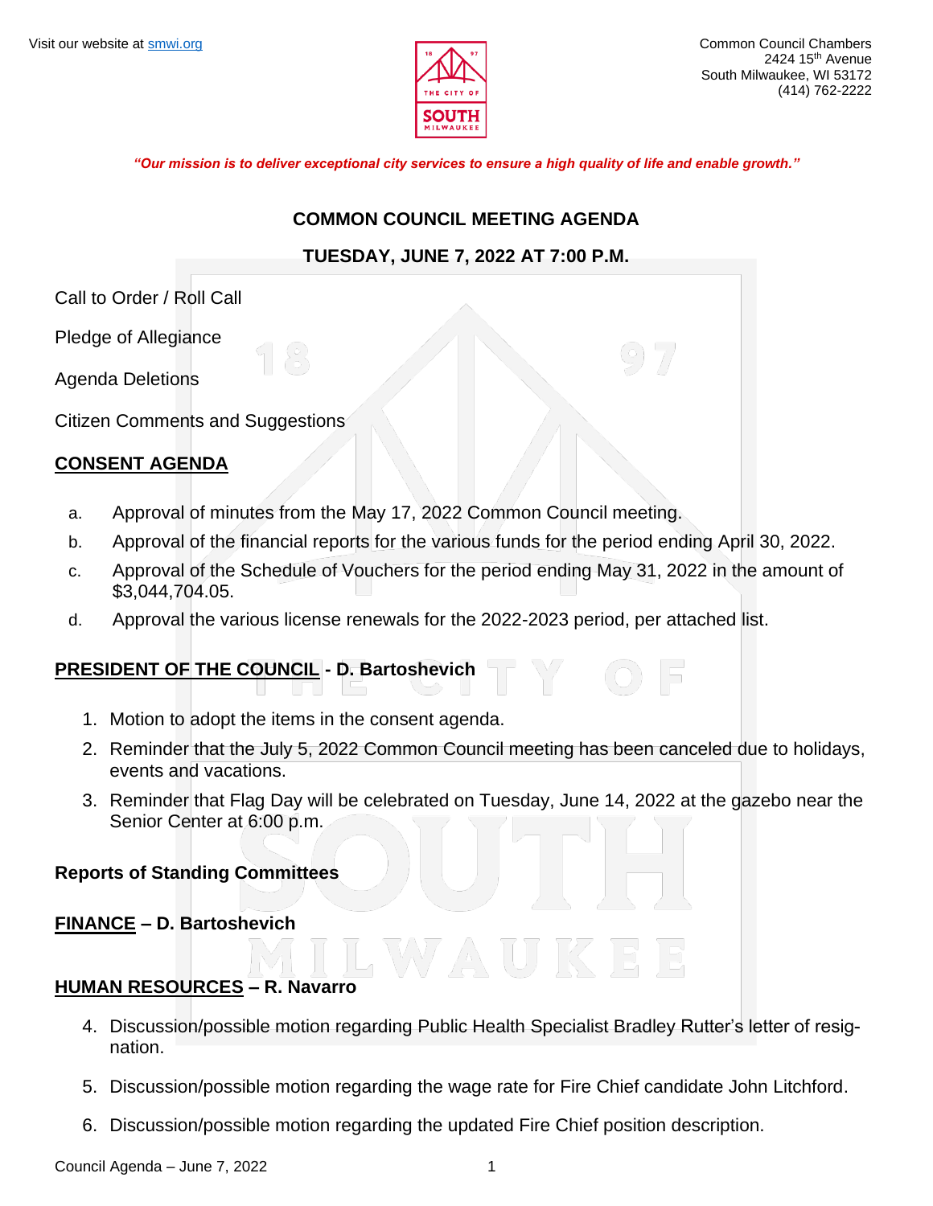Visit our website at smwi.org

Common Council Chambers
2424 15th Avenue
South Milwaukee, WI 53172
(414) 762-2222

*"Our mission is to deliver exceptional city services to ensure a high quality of life and enable growth."*

## COMMON COUNCIL MEETING AGENDA

## TUESDAY, JUNE 7, 2022 AT 7:00 P.M.

Call to Order / Roll Call

Pledge of Allegiance

Agenda Deletions

Citizen Comments and Suggestions

### CONSENT AGENDA

a. Approval of minutes from the May 17, 2022 Common Council meeting.
b. Approval of the financial reports for the various funds for the period ending April 30, 2022.
c. Approval of the Schedule of Vouchers for the period ending May 31, 2022 in the amount of $3,044,704.05.
d. Approval the various license renewals for the 2022-2023 period, per attached list.

### PRESIDENT OF THE COUNCIL - D. Bartoshevich

1. Motion to adopt the items in the consent agenda.
2. Reminder that the July 5, 2022 Common Council meeting has been canceled due to holidays, events and vacations.
3. Reminder that Flag Day will be celebrated on Tuesday, June 14, 2022 at the gazebo near the Senior Center at 6:00 p.m.

### Reports of Standing Committees

### FINANCE – D. Bartoshevich

### HUMAN RESOURCES – R. Navarro

4. Discussion/possible motion regarding Public Health Specialist Bradley Rutter's letter of resignation.
5. Discussion/possible motion regarding the wage rate for Fire Chief candidate John Litchford.
6. Discussion/possible motion regarding the updated Fire Chief position description.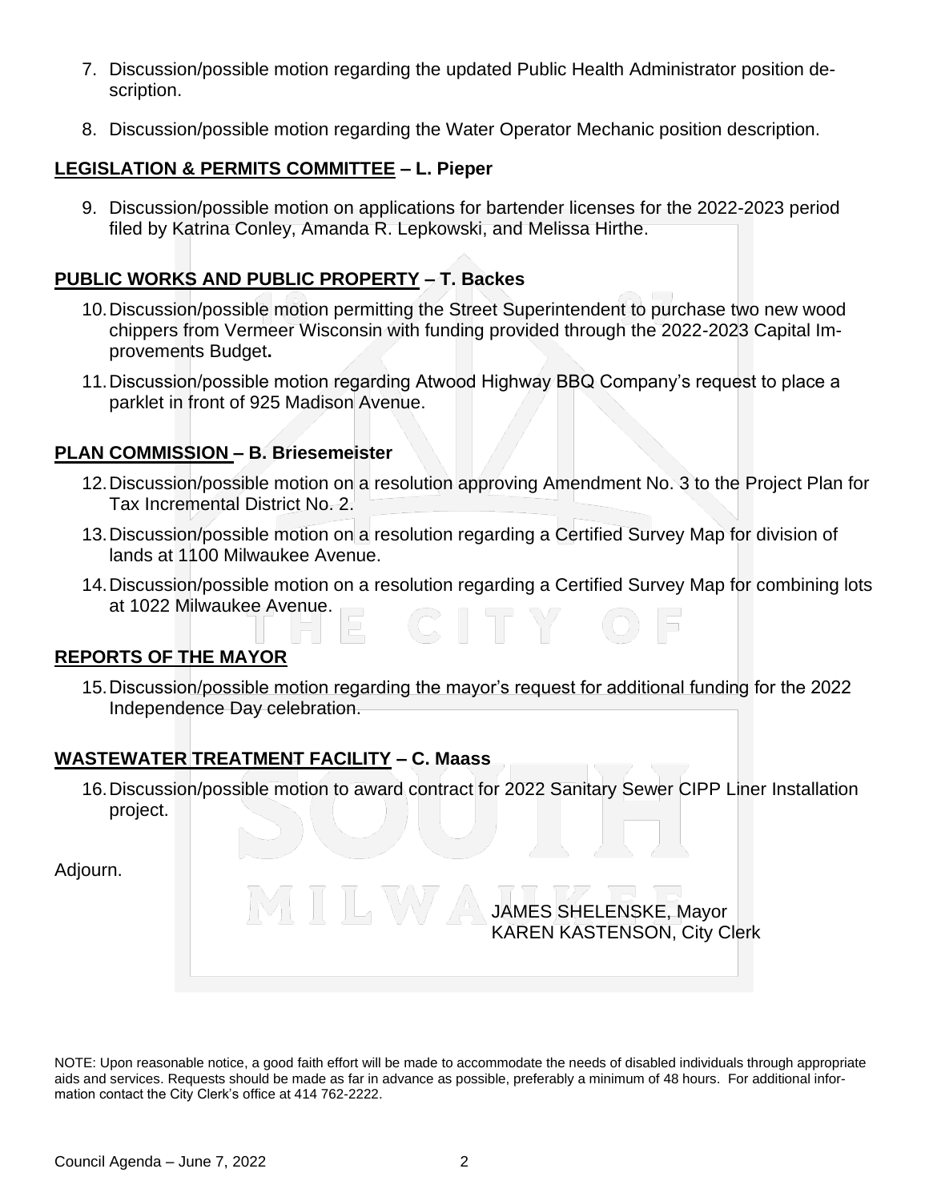7. Discussion/possible motion regarding the updated Public Health Administrator position description.
8. Discussion/possible motion regarding the Water Operator Mechanic position description.

## **LEGISLATION & PERMITS COMMITTEE – L. Pieper**

9. Discussion/possible motion on applications for bartender licenses for the 2022-2023 period filed by Katrina Conley, Amanda R. Lepkowski, and Melissa Hirthe.

## **PUBLIC WORKS AND PUBLIC PROPERTY – T. Backes**

10. Discussion/possible motion permitting the Street Superintendent to purchase two new wood chippers from Vermeer Wisconsin with funding provided through the 2022-2023 Capital Improvements Budget**.**
11. Discussion/possible motion regarding Atwood Highway BBQ Company's request to place a parklet in front of 925 Madison Avenue.

## **PLAN COMMISSION – B. Briesemeister**

12. Discussion/possible motion on a resolution approving Amendment No. 3 to the Project Plan for Tax Incremental District No. 2.
13. Discussion/possible motion on a resolution regarding a Certified Survey Map for division of lands at 1100 Milwaukee Avenue.
14. Discussion/possible motion on a resolution regarding a Certified Survey Map for combining lots at 1022 Milwaukee Avenue.

## **REPORTS OF THE MAYOR**

15. Discussion/possible motion regarding the mayor's request for additional funding for the 2022 Independence Day celebration.

## **WASTEWATER TREATMENT FACILITY – C. Maass**

16. Discussion/possible motion to award contract for 2022 Sanitary Sewer CIPP Liner Installation project.

Adjourn.

JAMES SHELENSKE, Mayor
KAREN KASTENSON, City Clerk

NOTE: Upon reasonable notice, a good faith effort will be made to accommodate the needs of disabled individuals through appropriate aids and services. Requests should be made as far in advance as possible, preferably a minimum of 48 hours. For additional information contact the City Clerk's office at 414 762-2222.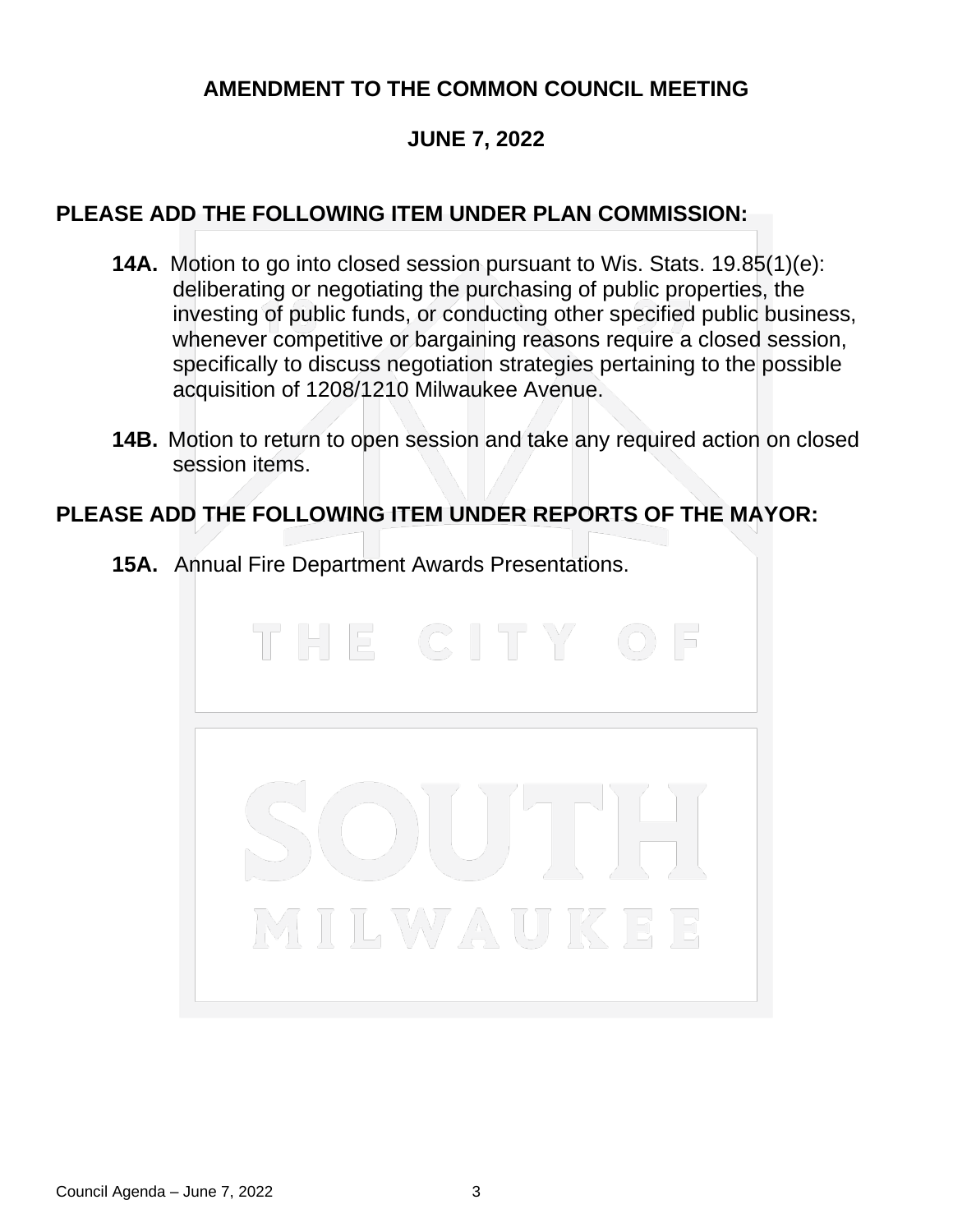## AMENDMENT TO THE COMMON COUNCIL MEETING

## JUNE 7, 2022

**PLEASE ADD THE FOLLOWING ITEM UNDER PLAN COMMISSION:**

**14A.** Motion to go into closed session pursuant to Wis. Stats. 19.85(1)(e): deliberating or negotiating the purchasing of public properties, the investing of public funds, or conducting other specified public business, whenever competitive or bargaining reasons require a closed session, specifically to discuss negotiation strategies pertaining to the possible acquisition of 1208/1210 Milwaukee Avenue.

**14B.** Motion to return to open session and take any required action on closed session items.

**PLEASE ADD THE FOLLOWING ITEM UNDER REPORTS OF THE MAYOR:**

**15A.** Annual Fire Department Awards Presentations.